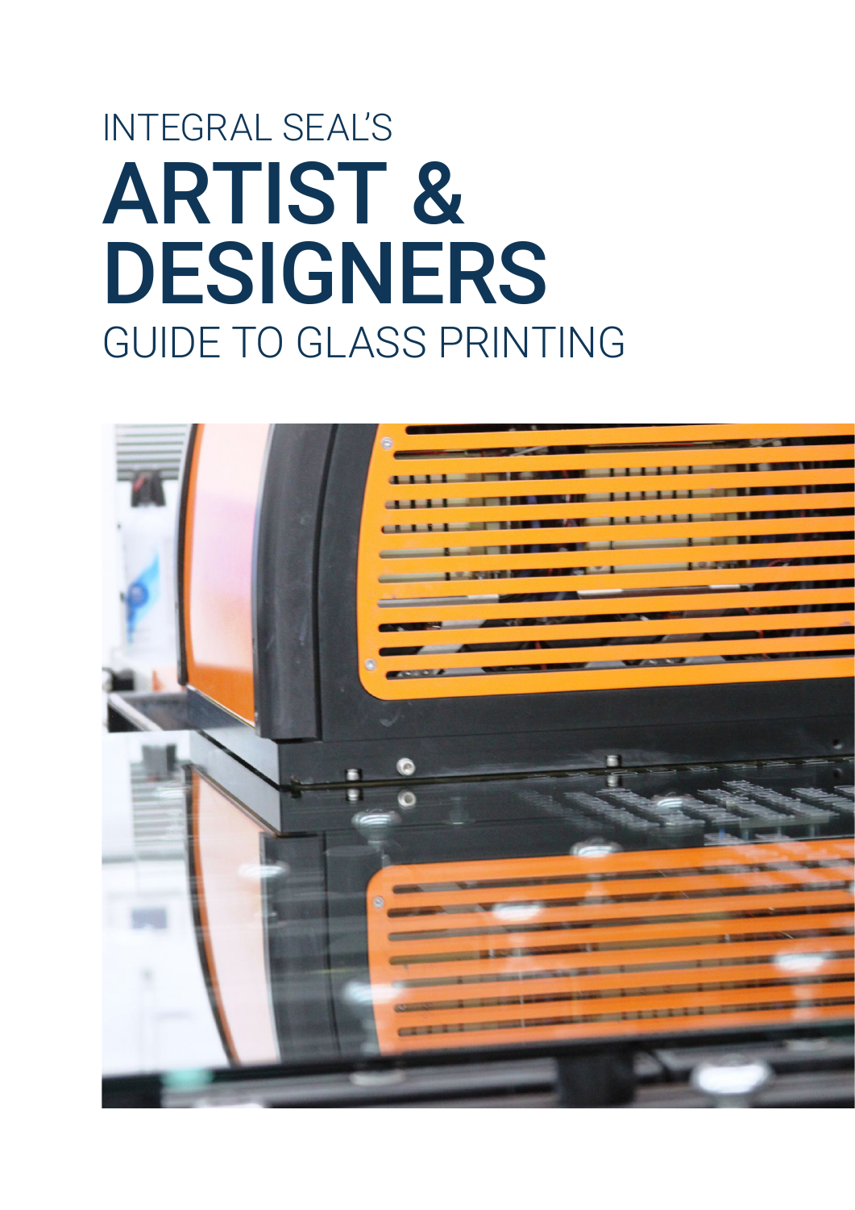INTEGRAL SEAL'S

# ARTIST & DESIGNERS

GUIDE TO GLASS PRINTING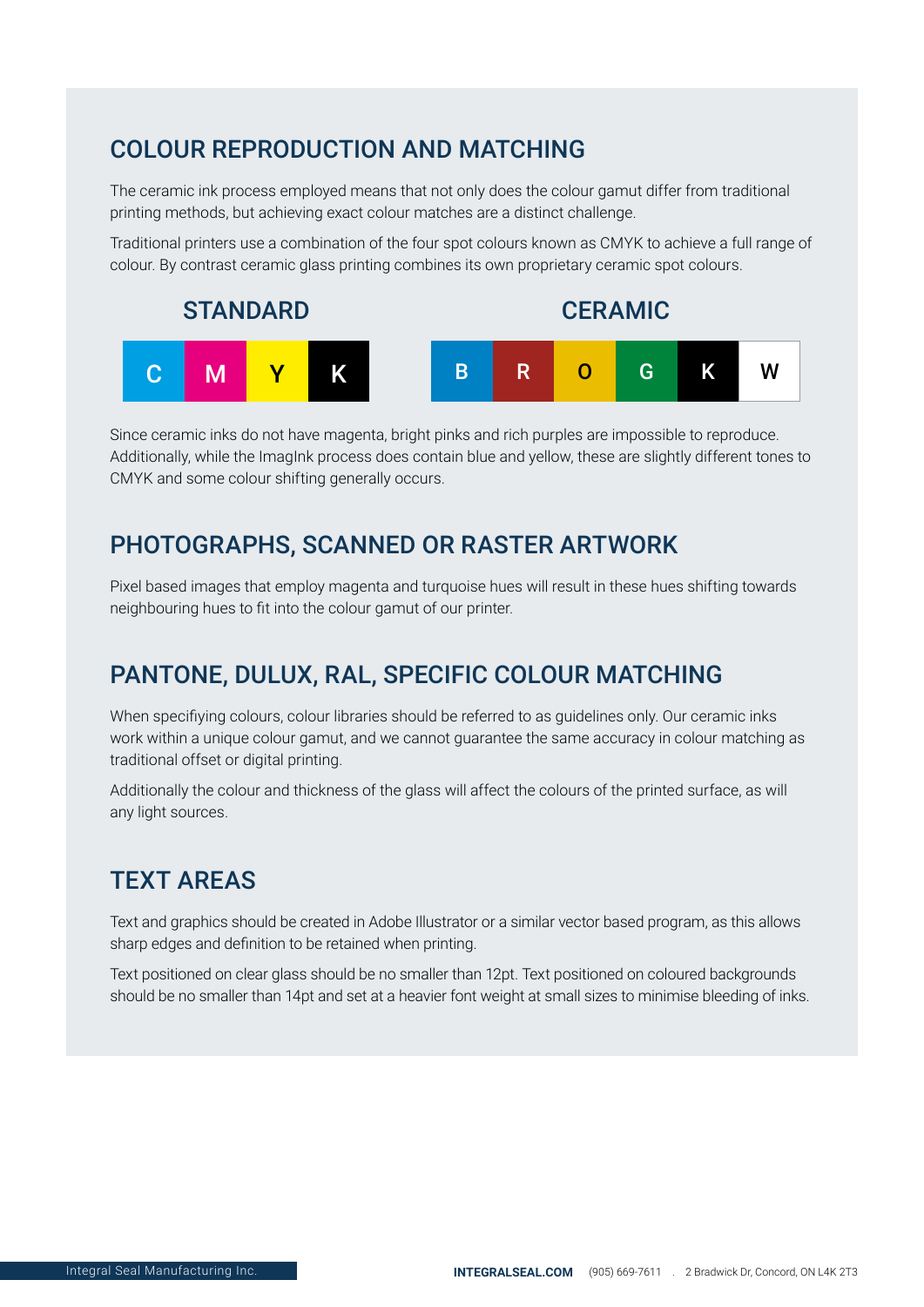## COLOUR REPRODUCTION AND MATCHING

The ceramic ink process employed means that not only does the colour gamut differ from traditional printing methods, but achieving exact colour matches are a distinct challenge.

Traditional printers use a combination of the four spot colours known as CMYK to achieve a full range of colour. By contrast ceramic glass printing combines its own proprietary ceramic spot colours.

### STANDARD

| C | M | Y | K |
|---|---|---|---|

### CERAMIC

| B | R | O | G | K | W |
|---|---|---|---|---|---|

Since ceramic inks do not have magenta, bright pinks and rich purples are impossible to reproduce. Additionally, while the ImagInk process does contain blue and yellow, these are slightly different tones to CMYK and some colour shifting generally occurs.

## PHOTOGRAPHS, SCANNED OR RASTER ARTWORK

Pixel based images that employ magenta and turquoise hues will result in these hues shifting towards neighbouring hues to fit into the colour gamut of our printer.

## PANTONE, DULUX, RAL, SPECIFIC COLOUR MATCHING

When specifiying colours, colour libraries should be referred to as guidelines only. Our ceramic inks work within a unique colour gamut, and we cannot guarantee the same accuracy in colour matching as traditional offset or digital printing.

Additionally the colour and thickness of the glass will affect the colours of the printed surface, as will any light sources.

## TEXT AREAS

Text and graphics should be created in Adobe Illustrator or a similar vector based program, as this allows sharp edges and definition to be retained when printing.

Text positioned on clear glass should be no smaller than 12pt. Text positioned on coloured backgrounds should be no smaller than 14pt and set at a heavier font weight at small sizes to minimise bleeding of inks.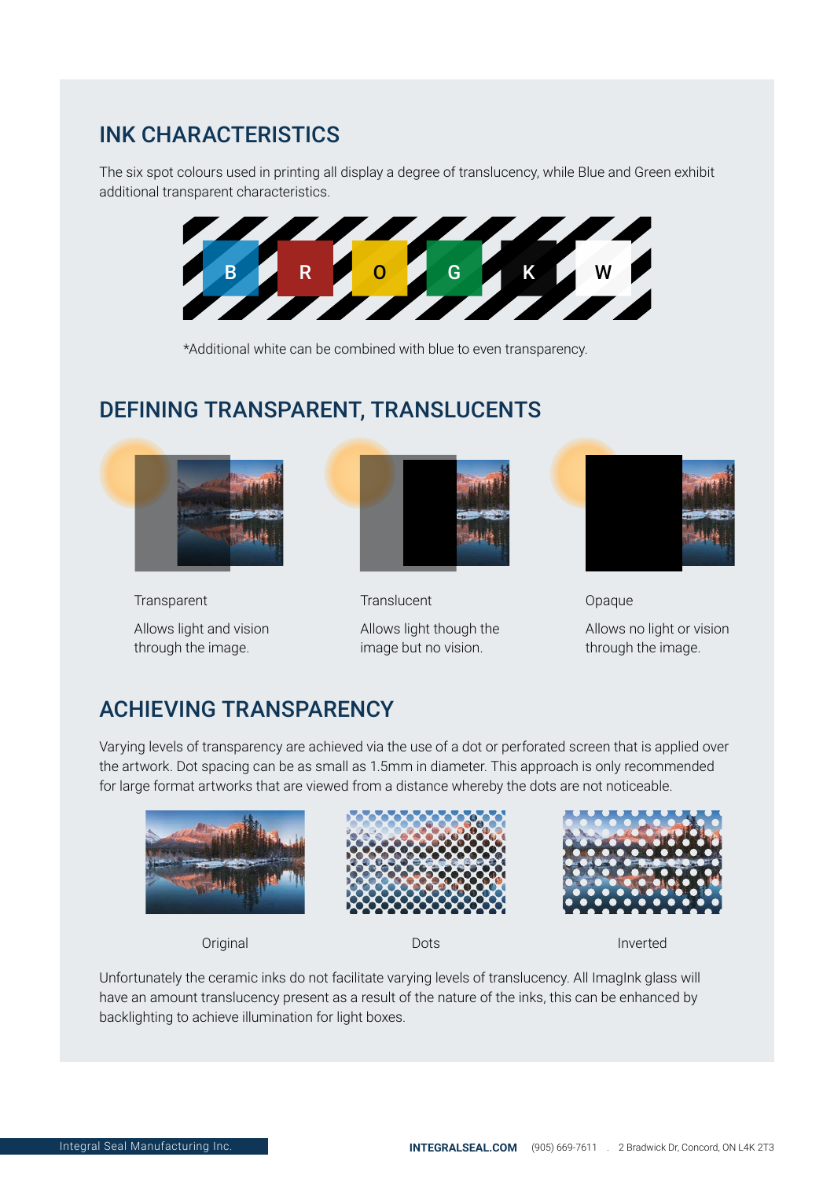## INK CHARACTERISTICS

The six spot colours used in printing all display a degree of translucency, while Blue and Green exhibit additional transparent characteristics.

B R O G K W

*Additional white can be combined with blue to even transparency.

## DEFINING TRANSPARENT, TRANSLUCENTS

Transparent

Allows light and vision through the image.

Translucent

Allows light though the image but no vision.

Opaque

Allows no light or vision through the image.

## ACHIEVING TRANSPARENCY

Varying levels of transparency are achieved via the use of a dot or perforated screen that is applied over the artwork. Dot spacing can be as small as 1.5mm in diameter. This approach is only recommended for large format artworks that are viewed from a distance whereby the dots are not noticeable.

Original

Dots

Inverted

Unfortunately the ceramic inks do not facilitate varying levels of translucency. All ImagInk glass will have an amount translucency present as a result of the nature of the inks, this can be enhanced by backlighting to achieve illumination for light boxes.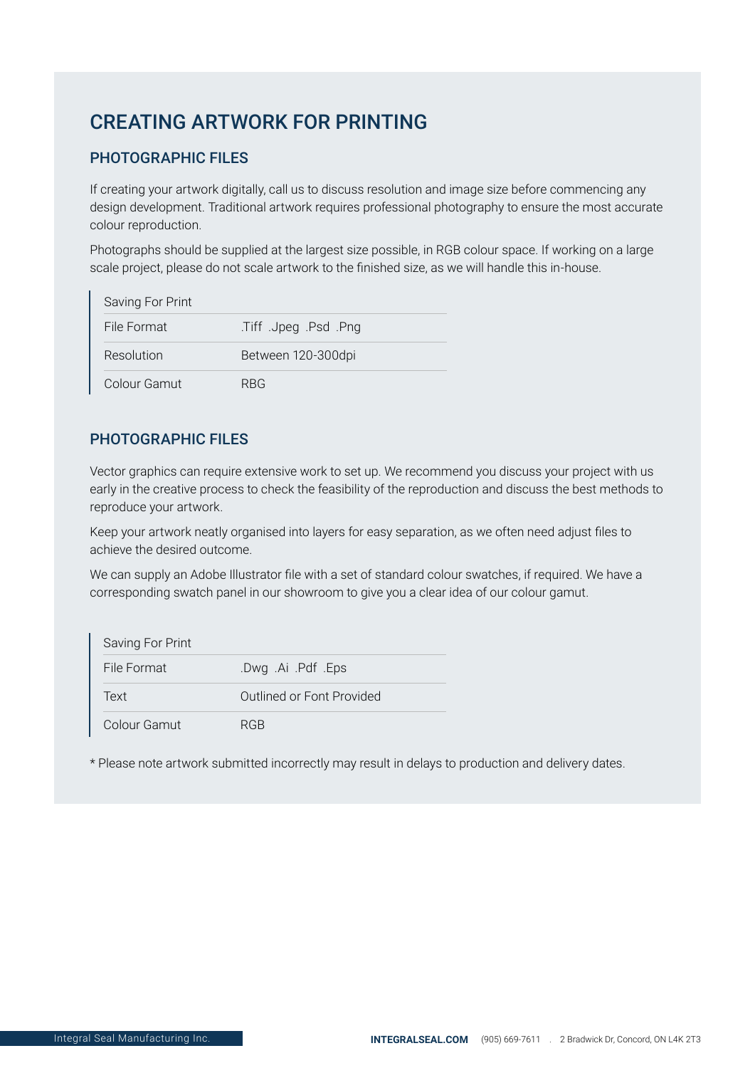# CREATING ARTWORK FOR PRINTING

## PHOTOGRAPHIC FILES

If creating your artwork digitally, call us to discuss resolution and image size before commencing any design development. Traditional artwork requires professional photography to ensure the most accurate colour reproduction.

Photographs should be supplied at the largest size possible, in RGB colour space. If working on a large scale project, please do not scale artwork to the finished size, as we will handle this in-house.

| Saving For Print | |
|---|---|
| File Format | .Tiff .Jpeg .Psd .Png |
| Resolution | Between 120-300dpi |
| Colour Gamut | RBG |

## PHOTOGRAPHIC FILES

Vector graphics can require extensive work to set up. We recommend you discuss your project with us early in the creative process to check the feasibility of the reproduction and discuss the best methods to reproduce your artwork.

Keep your artwork neatly organised into layers for easy separation, as we often need adjust files to achieve the desired outcome.

We can supply an Adobe Illustrator file with a set of standard colour swatches, if required. We have a corresponding swatch panel in our showroom to give you a clear idea of our colour gamut.

| Saving For Print | |
|---|---|
| File Format | .Dwg .Ai .Pdf .Eps |
| Text | Outlined or Font Provided |
| Colour Gamut | RGB |

* Please note artwork submitted incorrectly may result in delays to production and delivery dates.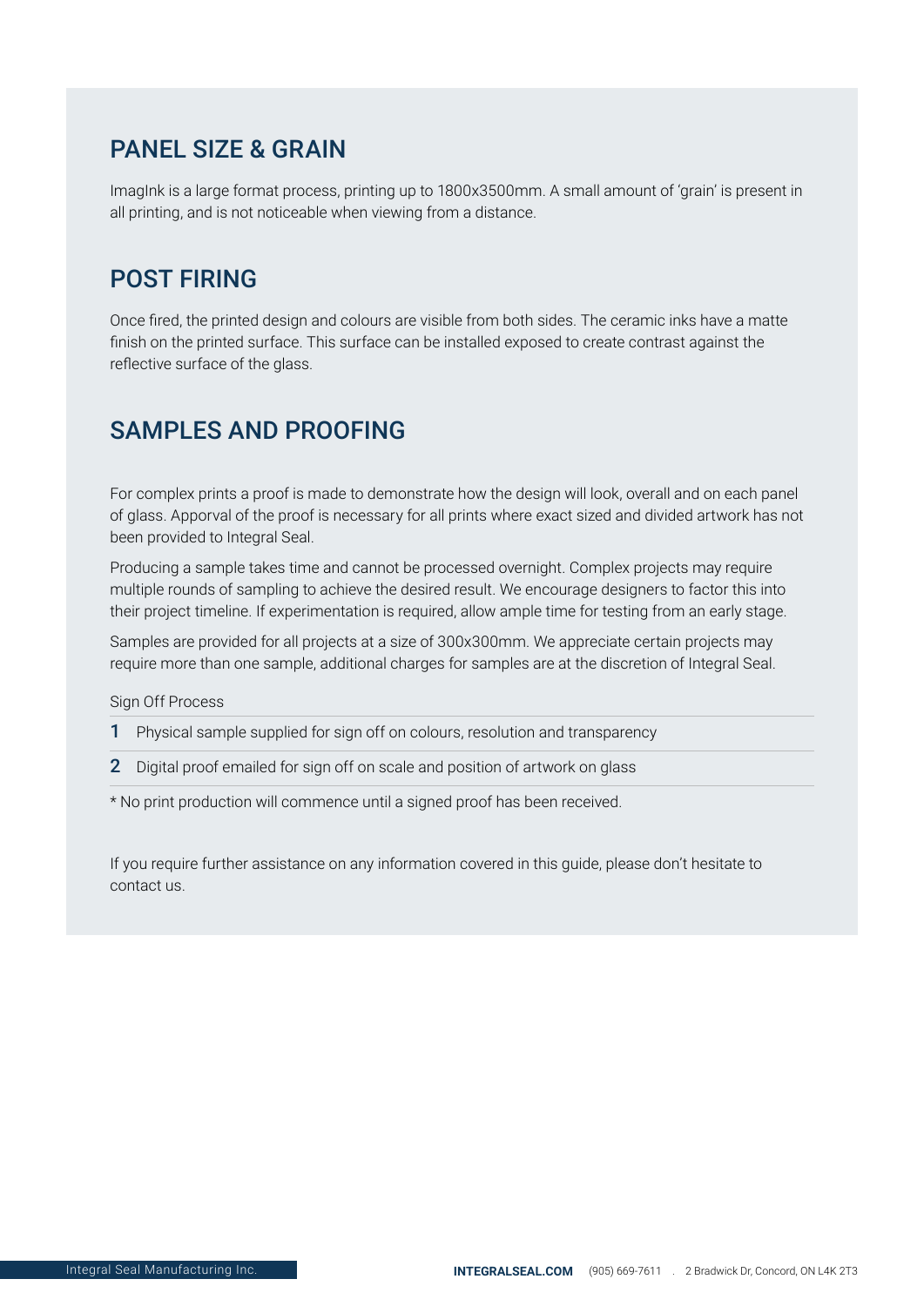## PANEL SIZE & GRAIN

ImagInk is a large format process, printing up to 1800x3500mm. A small amount of 'grain' is present in all printing, and is not noticeable when viewing from a distance.

## POST FIRING

Once fired, the printed design and colours are visible from both sides. The ceramic inks have a matte finish on the printed surface. This surface can be installed exposed to create contrast against the reflective surface of the glass.

## SAMPLES AND PROOFING

For complex prints a proof is made to demonstrate how the design will look, overall and on each panel of glass. Apporval of the proof is necessary for all prints where exact sized and divided artwork has not been provided to Integral Seal.

Producing a sample takes time and cannot be processed overnight. Complex projects may require multiple rounds of sampling to achieve the desired result. We encourage designers to factor this into their project timeline. If experimentation is required, allow ample time for testing from an early stage.

Samples are provided for all projects at a size of 300x300mm. We appreciate certain projects may require more than one sample, additional charges for samples are at the discretion of Integral Seal.

Sign Off Process

1. Physical sample supplied for sign off on colours, resolution and transparency
2. Digital proof emailed for sign off on scale and position of artwork on glass

* No print production will commence until a signed proof has been received.

If you require further assistance on any information covered in this guide, please don't hesitate to contact us.